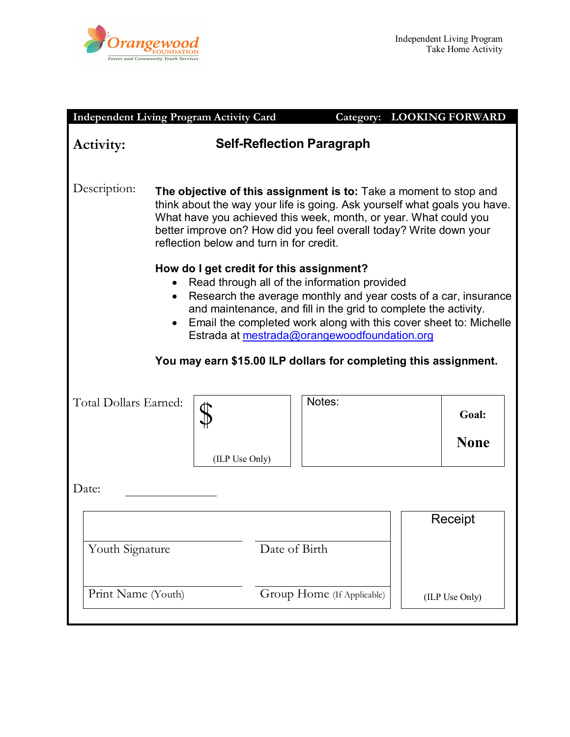Orangewood FOUNDATION
Foster and Community Youth Services

Independent Living Program
Take Home Activity

**Independent Living Program Activity Card** **Category: LOOKING FORWARD**

## Activity: Self-Reflection Paragraph

Description:

**The objective of this assignment is to:** Take a moment to stop and think about the way your life is going. Ask yourself what goals you have. What have you achieved this week, month, or year. What could you better improve on? How did you feel overall today? Write down your reflection below and turn in for credit.

**How do I get credit for this assignment?**

- Read through all of the information provided
- Research the average monthly and year costs of a car, insurance and maintenance, and fill in the grid to complete the activity.
- Email the completed work along with this cover sheet to: Michelle Estrada at mestrada@orangewoodfoundation.org

**You may earn $15.00 ILP dollars for completing this assignment.**

Total Dollars Earned: $ (ILP Use Only)

Notes:

**Goal:** **None**

Date: ______________

| | | Receipt |
|---|---|---|
| Youth Signature | Date of Birth | |
| Print Name (Youth) | Group Home (If Applicable) | (ILP Use Only) |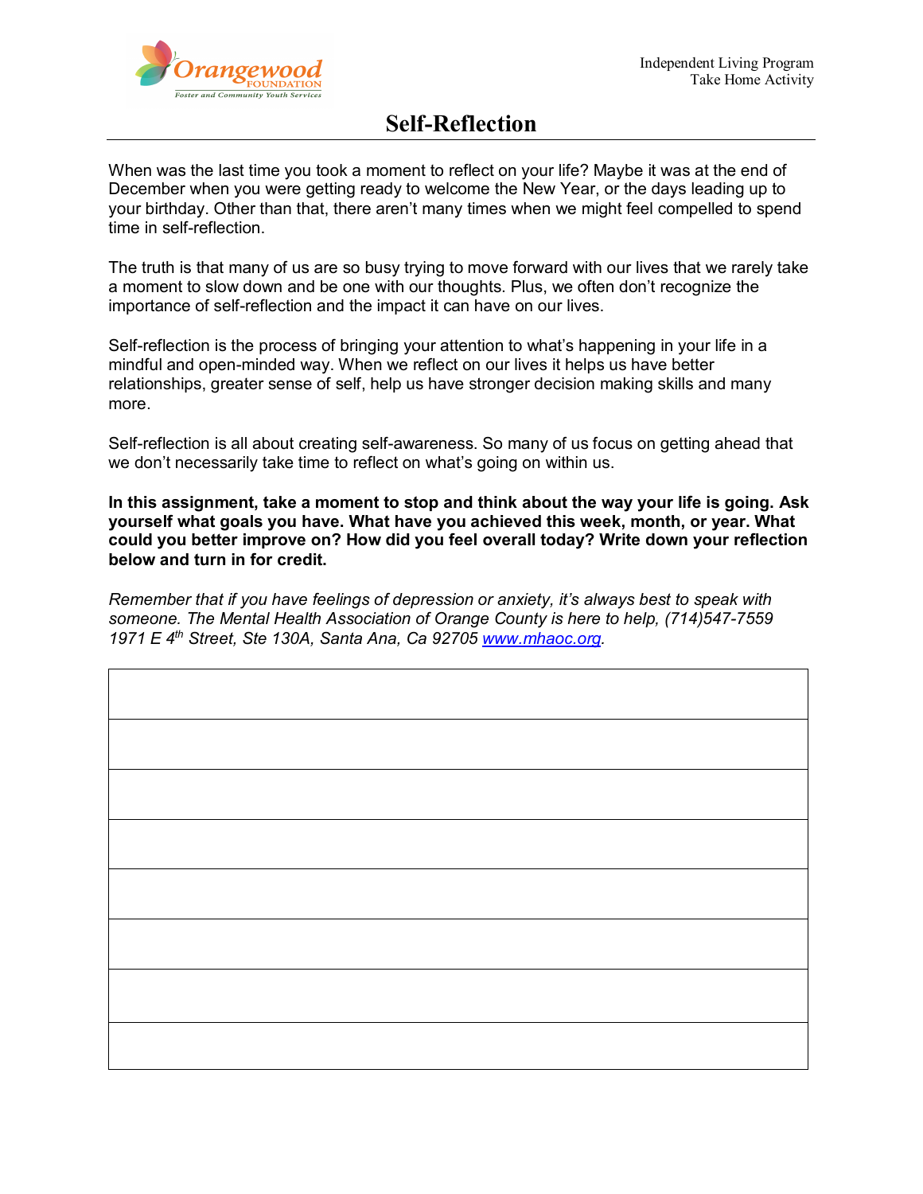Independent Living Program
Take Home Activity

# Self-Reflection

When was the last time you took a moment to reflect on your life? Maybe it was at the end of December when you were getting ready to welcome the New Year, or the days leading up to your birthday. Other than that, there aren't many times when we might feel compelled to spend time in self-reflection.

The truth is that many of us are so busy trying to move forward with our lives that we rarely take a moment to slow down and be one with our thoughts. Plus, we often don't recognize the importance of self-reflection and the impact it can have on our lives.

Self-reflection is the process of bringing your attention to what's happening in your life in a mindful and open-minded way. When we reflect on our lives it helps us have better relationships, greater sense of self, help us have stronger decision making skills and many more.

Self-reflection is all about creating self-awareness. So many of us focus on getting ahead that we don't necessarily take time to reflect on what's going on within us.

**In this assignment, take a moment to stop and think about the way your life is going. Ask yourself what goals you have. What have you achieved this week, month, or year. What could you better improve on? How did you feel overall today? Write down your reflection below and turn in for credit.**

*Remember that if you have feelings of depression or anxiety, it's always best to speak with someone. The Mental Health Association of Orange County is here to help, (714)547-7559 1971 E 4th Street, Ste 130A, Santa Ana, Ca 92705 [www.mhaoc.org](http://www.mhaoc.org).*

| |
|---|
| |
| |
| |
| |
| |
| |
| |
| |